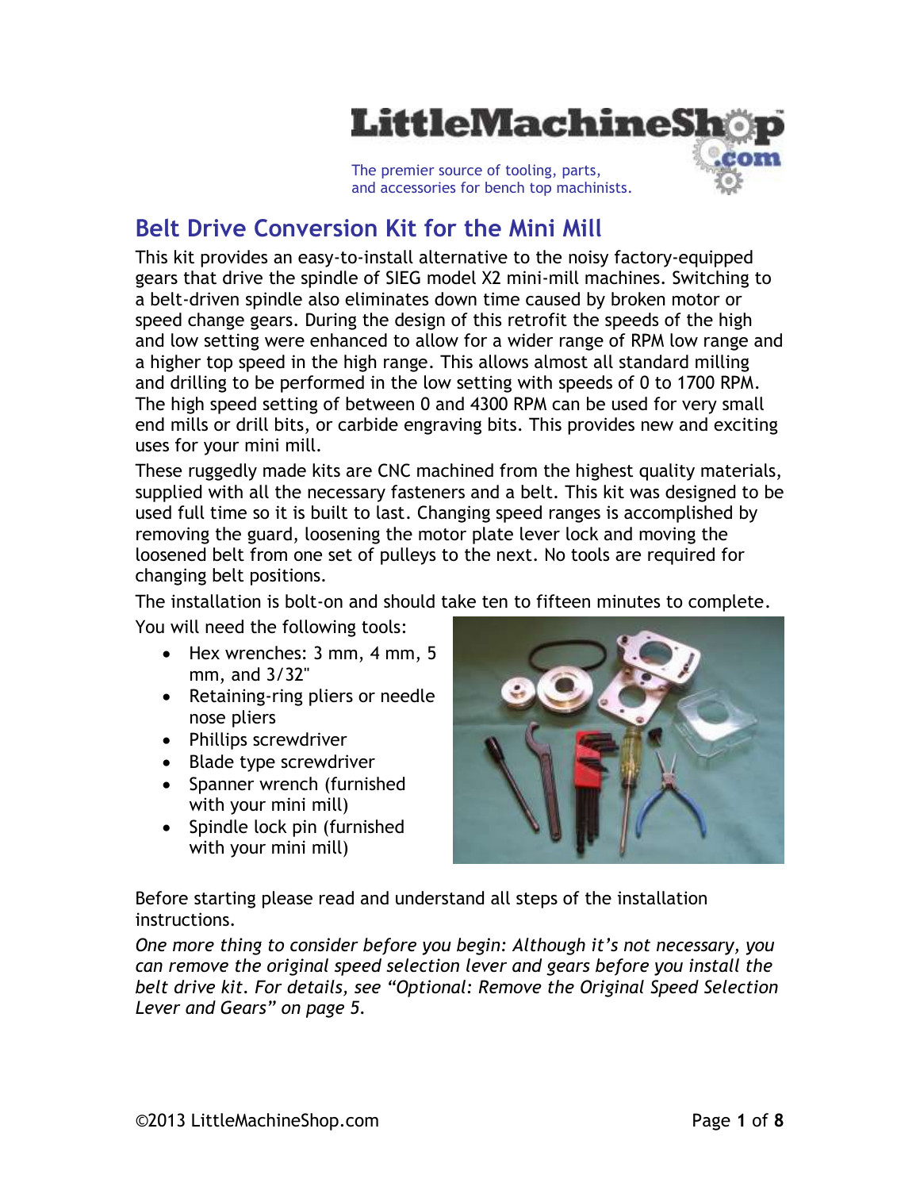LittleMachineShop.com

The premier source of tooling, parts, and accessories for bench top machinists.

# Belt Drive Conversion Kit for the Mini Mill

This kit provides an easy-to-install alternative to the noisy factory-equipped gears that drive the spindle of SIEG model X2 mini-mill machines. Switching to a belt-driven spindle also eliminates down time caused by broken motor or speed change gears. During the design of this retrofit the speeds of the high and low setting were enhanced to allow for a wider range of RPM low range and a higher top speed in the high range. This allows almost all standard milling and drilling to be performed in the low setting with speeds of 0 to 1700 RPM. The high speed setting of between 0 and 4300 RPM can be used for very small end mills or drill bits, or carbide engraving bits. This provides new and exciting uses for your mini mill.

These ruggedly made kits are CNC machined from the highest quality materials, supplied with all the necessary fasteners and a belt. This kit was designed to be used full time so it is built to last. Changing speed ranges is accomplished by removing the guard, loosening the motor plate lever lock and moving the loosened belt from one set of pulleys to the next. No tools are required for changing belt positions.

The installation is bolt-on and should take ten to fifteen minutes to complete.

You will need the following tools:

- Hex wrenches: 3 mm, 4 mm, 5 mm, and 3/32"
- Retaining-ring pliers or needle nose pliers
- Phillips screwdriver
- Blade type screwdriver
- Spanner wrench (furnished with your mini mill)
- Spindle lock pin (furnished with your mini mill)

Before starting please read and understand all steps of the installation instructions.

*One more thing to consider before you begin: Although it's not necessary, you can remove the original speed selection lever and gears before you install the belt drive kit. For details, see "Optional: Remove the Original Speed Selection Lever and Gears" on page 5.*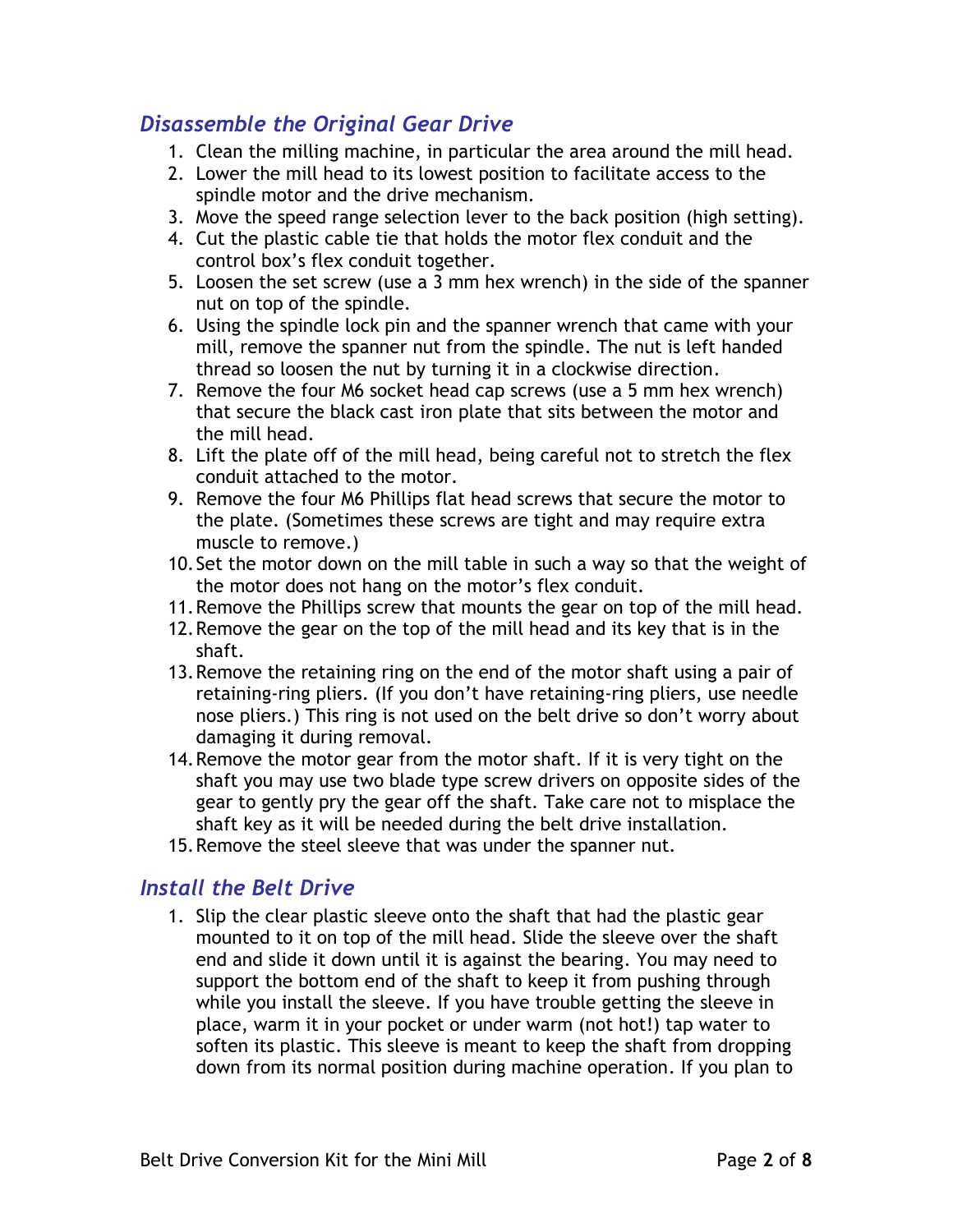## *Disassemble the Original Gear Drive*

1. Clean the milling machine, in particular the area around the mill head.
2. Lower the mill head to its lowest position to facilitate access to the spindle motor and the drive mechanism.
3. Move the speed range selection lever to the back position (high setting).
4. Cut the plastic cable tie that holds the motor flex conduit and the control box's flex conduit together.
5. Loosen the set screw (use a 3 mm hex wrench) in the side of the spanner nut on top of the spindle.
6. Using the spindle lock pin and the spanner wrench that came with your mill, remove the spanner nut from the spindle. The nut is left handed thread so loosen the nut by turning it in a clockwise direction.
7. Remove the four M6 socket head cap screws (use a 5 mm hex wrench) that secure the black cast iron plate that sits between the motor and the mill head.
8. Lift the plate off of the mill head, being careful not to stretch the flex conduit attached to the motor.
9. Remove the four M6 Phillips flat head screws that secure the motor to the plate. (Sometimes these screws are tight and may require extra muscle to remove.)
10. Set the motor down on the mill table in such a way so that the weight of the motor does not hang on the motor's flex conduit.
11. Remove the Phillips screw that mounts the gear on top of the mill head.
12. Remove the gear on the top of the mill head and its key that is in the shaft.
13. Remove the retaining ring on the end of the motor shaft using a pair of retaining-ring pliers. (If you don't have retaining-ring pliers, use needle nose pliers.) This ring is not used on the belt drive so don't worry about damaging it during removal.
14. Remove the motor gear from the motor shaft. If it is very tight on the shaft you may use two blade type screw drivers on opposite sides of the gear to gently pry the gear off the shaft. Take care not to misplace the shaft key as it will be needed during the belt drive installation.
15. Remove the steel sleeve that was under the spanner nut.

## *Install the Belt Drive*

1. Slip the clear plastic sleeve onto the shaft that had the plastic gear mounted to it on top of the mill head. Slide the sleeve over the shaft end and slide it down until it is against the bearing. You may need to support the bottom end of the shaft to keep it from pushing through while you install the sleeve. If you have trouble getting the sleeve in place, warm it in your pocket or under warm (not hot!) tap water to soften its plastic. This sleeve is meant to keep the shaft from dropping down from its normal position during machine operation. If you plan to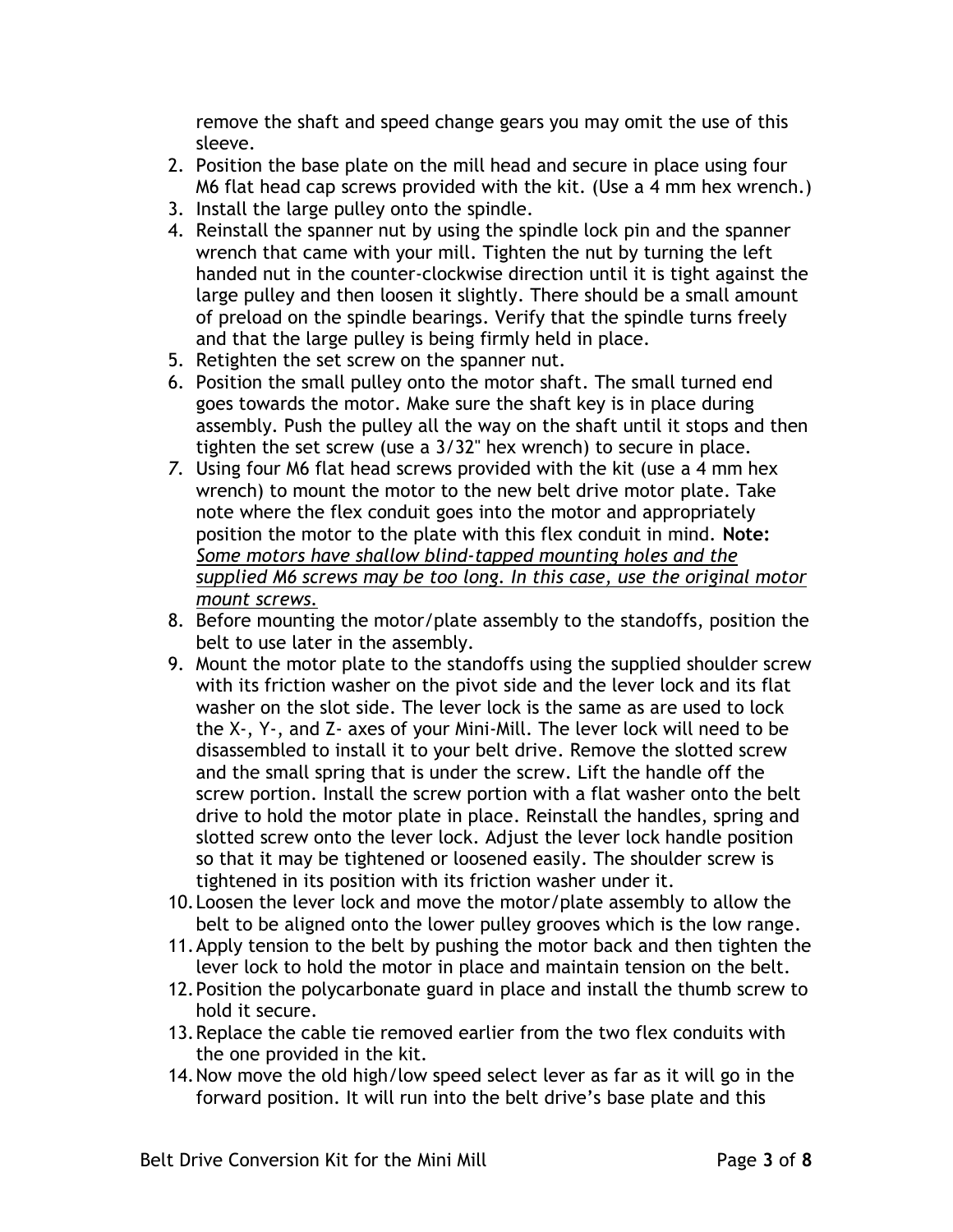remove the shaft and speed change gears you may omit the use of this sleeve.

2. Position the base plate on the mill head and secure in place using four M6 flat head cap screws provided with the kit. (Use a 4 mm hex wrench.)
3. Install the large pulley onto the spindle.
4. Reinstall the spanner nut by using the spindle lock pin and the spanner wrench that came with your mill. Tighten the nut by turning the left handed nut in the counter-clockwise direction until it is tight against the large pulley and then loosen it slightly. There should be a small amount of preload on the spindle bearings. Verify that the spindle turns freely and that the large pulley is being firmly held in place.
5. Retighten the set screw on the spanner nut.
6. Position the small pulley onto the motor shaft. The small turned end goes towards the motor. Make sure the shaft key is in place during assembly. Push the pulley all the way on the shaft until it stops and then tighten the set screw (use a 3/32" hex wrench) to secure in place.
7. Using four M6 flat head screws provided with the kit (use a 4 mm hex wrench) to mount the motor to the new belt drive motor plate. Take note where the flex conduit goes into the motor and appropriately position the motor to the plate with this flex conduit in mind. **Note:** *<u>Some motors have shallow blind-tapped mounting holes and the supplied M6 screws may be too long. In this case, use the original motor mount screws.</u>*
8. Before mounting the motor/plate assembly to the standoffs, position the belt to use later in the assembly.
9. Mount the motor plate to the standoffs using the supplied shoulder screw with its friction washer on the pivot side and the lever lock and its flat washer on the slot side. The lever lock is the same as are used to lock the X-, Y-, and Z- axes of your Mini-Mill. The lever lock will need to be disassembled to install it to your belt drive. Remove the slotted screw and the small spring that is under the screw. Lift the handle off the screw portion. Install the screw portion with a flat washer onto the belt drive to hold the motor plate in place. Reinstall the handles, spring and slotted screw onto the lever lock. Adjust the lever lock handle position so that it may be tightened or loosened easily. The shoulder screw is tightened in its position with its friction washer under it.
10. Loosen the lever lock and move the motor/plate assembly to allow the belt to be aligned onto the lower pulley grooves which is the low range.
11. Apply tension to the belt by pushing the motor back and then tighten the lever lock to hold the motor in place and maintain tension on the belt.
12. Position the polycarbonate guard in place and install the thumb screw to hold it secure.
13. Replace the cable tie removed earlier from the two flex conduits with the one provided in the kit.
14. Now move the old high/low speed select lever as far as it will go in the forward position. It will run into the belt drive's base plate and this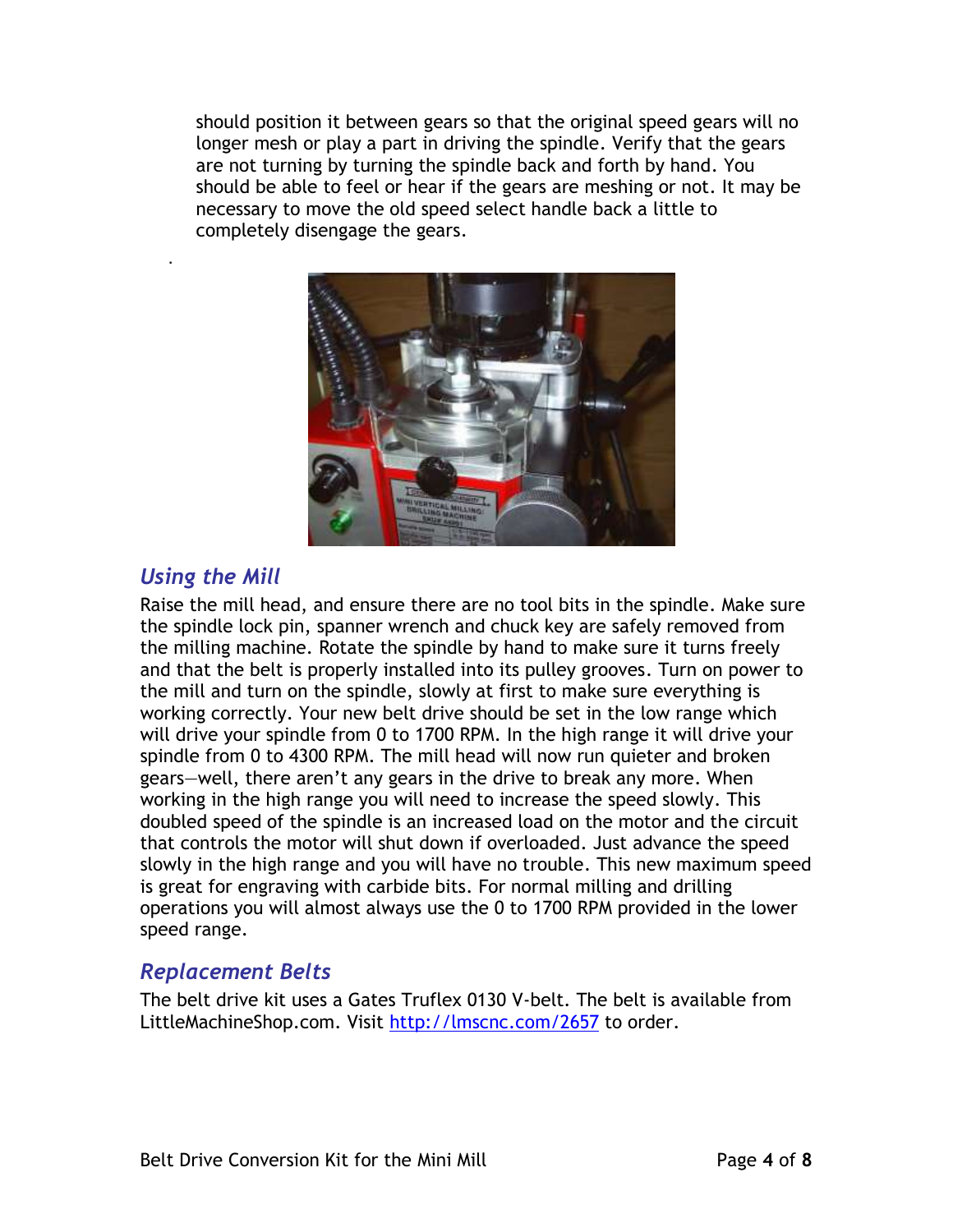should position it between gears so that the original speed gears will no longer mesh or play a part in driving the spindle. Verify that the gears are not turning by turning the spindle back and forth by hand. You should be able to feel or hear if the gears are meshing or not. It may be necessary to move the old speed select handle back a little to completely disengage the gears.

## Using the Mill

Raise the mill head, and ensure there are no tool bits in the spindle. Make sure the spindle lock pin, spanner wrench and chuck key are safely removed from the milling machine. Rotate the spindle by hand to make sure it turns freely and that the belt is properly installed into its pulley grooves. Turn on power to the mill and turn on the spindle, slowly at first to make sure everything is working correctly. Your new belt drive should be set in the low range which will drive your spindle from 0 to 1700 RPM. In the high range it will drive your spindle from 0 to 4300 RPM. The mill head will now run quieter and broken gears—well, there aren't any gears in the drive to break any more. When working in the high range you will need to increase the speed slowly. This doubled speed of the spindle is an increased load on the motor and the circuit that controls the motor will shut down if overloaded. Just advance the speed slowly in the high range and you will have no trouble. This new maximum speed is great for engraving with carbide bits. For normal milling and drilling operations you will almost always use the 0 to 1700 RPM provided in the lower speed range.

## Replacement Belts

The belt drive kit uses a Gates Truflex 0130 V-belt. The belt is available from LittleMachineShop.com. Visit [http://lmscnc.com/2657](http://lmscnc.com/2657) to order.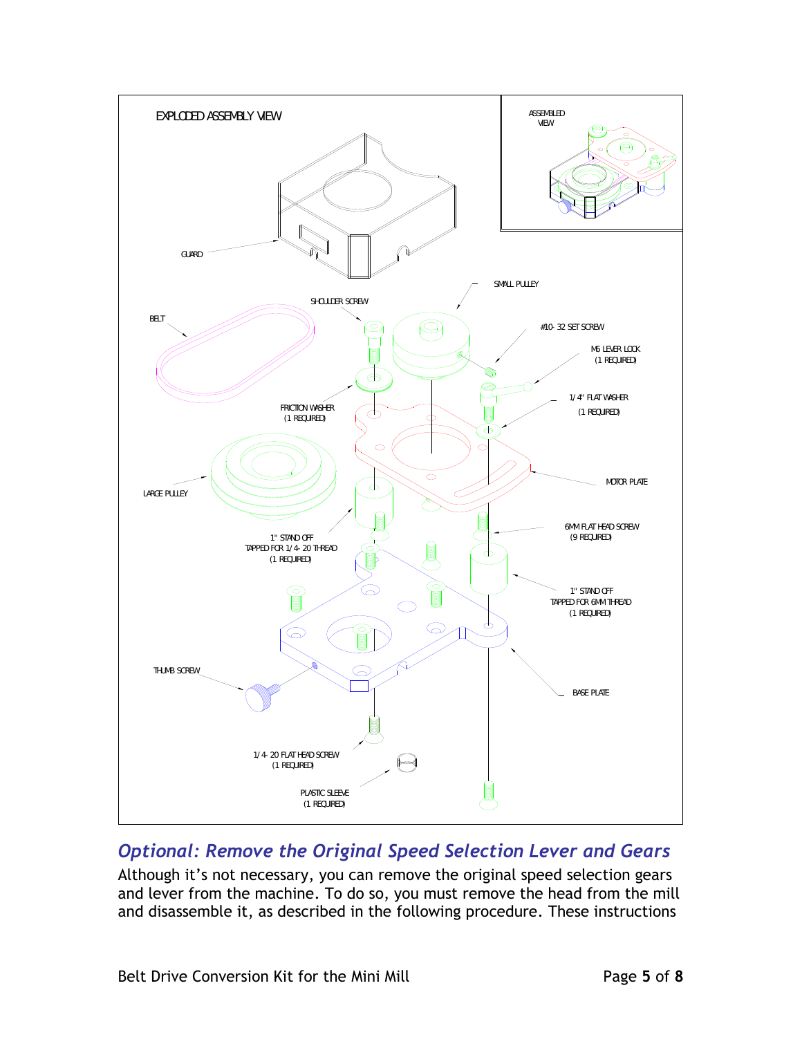EXPLODED ASSEMBLY VIEW

ASSEMBLED VIEW

GUARD

SMALL PULLEY

SHOULDER SCREW

BELT

#10-32 SET SCREW

M6 LEVER LOCK
(1 REQUIRED)

1/4" FLAT WASHER
(1 REQUIRED)

FRICTION WASHER
(1 REQUIRED)

MOTOR PLATE

LARGE PULLEY

6MM FLAT HEAD SCREW
(9 REQUIRED)

1" STAND OFF
TAPPED FOR 1/4-20 THREAD
(1 REQUIRED)

1" STAND OFF
TAPPED FOR 6MM THREAD
(1 REQUIRED)

THUMB SCREW

BASE PLATE

1/4-20 FLAT HEAD SCREW
(1 REQUIRED)

PLASTIC SLEEVE
(1 REQUIRED)

## *Optional: Remove the Original Speed Selection Lever and Gears*

Although it's not necessary, you can remove the original speed selection gears and lever from the machine. To do so, you must remove the head from the mill and disassemble it, as described in the following procedure. These instructions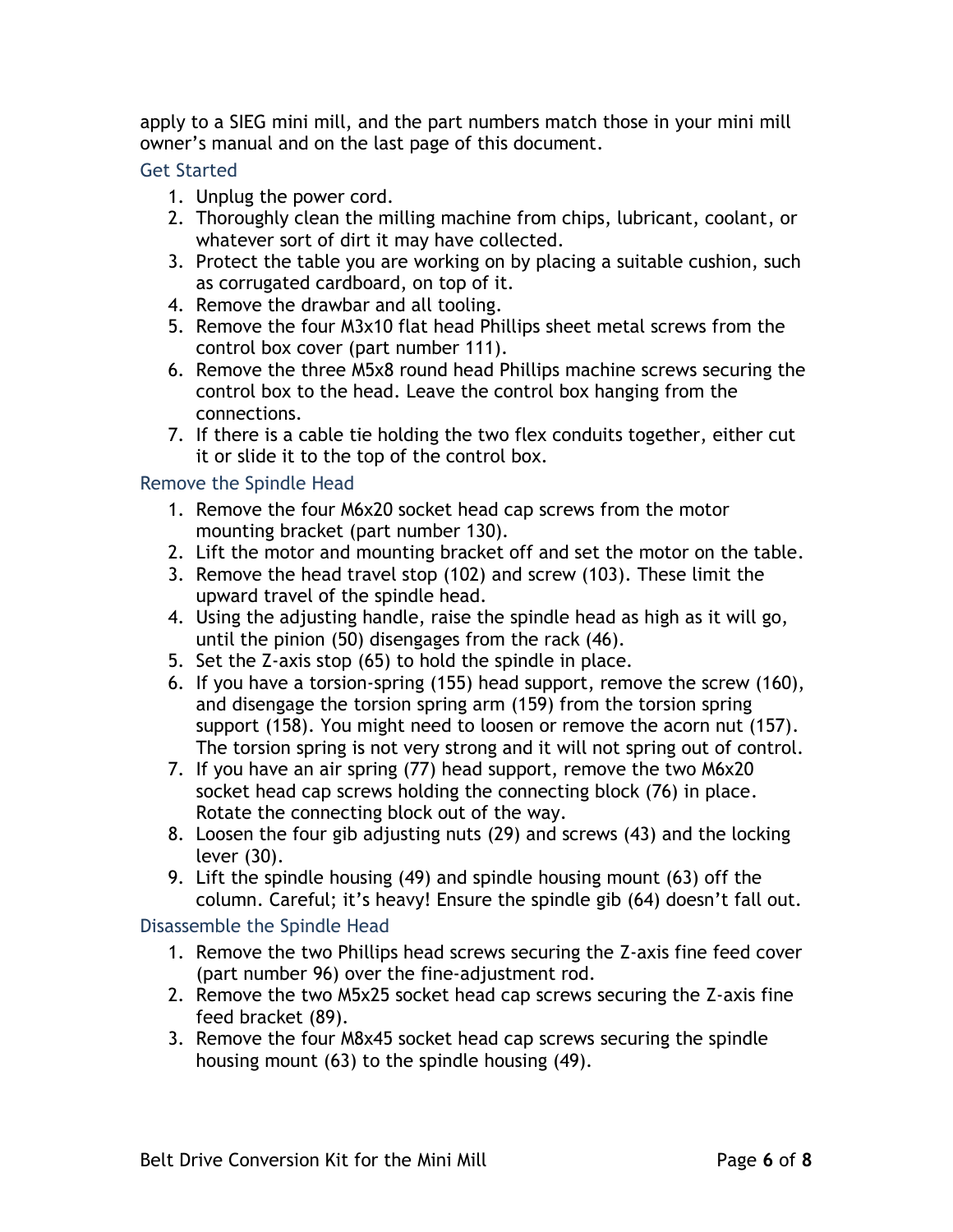apply to a SIEG mini mill, and the part numbers match those in your mini mill owner's manual and on the last page of this document.

### Get Started

1. Unplug the power cord.
2. Thoroughly clean the milling machine from chips, lubricant, coolant, or whatever sort of dirt it may have collected.
3. Protect the table you are working on by placing a suitable cushion, such as corrugated cardboard, on top of it.
4. Remove the drawbar and all tooling.
5. Remove the four M3x10 flat head Phillips sheet metal screws from the control box cover (part number 111).
6. Remove the three M5x8 round head Phillips machine screws securing the control box to the head. Leave the control box hanging from the connections.
7. If there is a cable tie holding the two flex conduits together, either cut it or slide it to the top of the control box.

### Remove the Spindle Head

1. Remove the four M6x20 socket head cap screws from the motor mounting bracket (part number 130).
2. Lift the motor and mounting bracket off and set the motor on the table.
3. Remove the head travel stop (102) and screw (103). These limit the upward travel of the spindle head.
4. Using the adjusting handle, raise the spindle head as high as it will go, until the pinion (50) disengages from the rack (46).
5. Set the Z-axis stop (65) to hold the spindle in place.
6. If you have a torsion-spring (155) head support, remove the screw (160), and disengage the torsion spring arm (159) from the torsion spring support (158). You might need to loosen or remove the acorn nut (157). The torsion spring is not very strong and it will not spring out of control.
7. If you have an air spring (77) head support, remove the two M6x20 socket head cap screws holding the connecting block (76) in place. Rotate the connecting block out of the way.
8. Loosen the four gib adjusting nuts (29) and screws (43) and the locking lever (30).
9. Lift the spindle housing (49) and spindle housing mount (63) off the column. Careful; it's heavy! Ensure the spindle gib (64) doesn't fall out.

### Disassemble the Spindle Head

1. Remove the two Phillips head screws securing the Z-axis fine feed cover (part number 96) over the fine-adjustment rod.
2. Remove the two M5x25 socket head cap screws securing the Z-axis fine feed bracket (89).
3. Remove the four M8x45 socket head cap screws securing the spindle housing mount (63) to the spindle housing (49).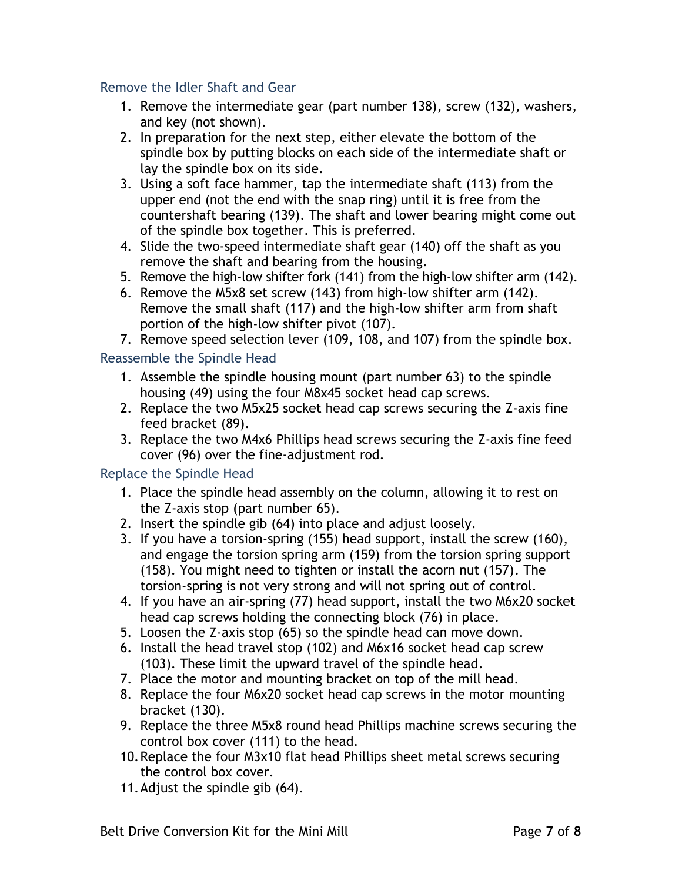### Remove the Idler Shaft and Gear

1. Remove the intermediate gear (part number 138), screw (132), washers, and key (not shown).
2. In preparation for the next step, either elevate the bottom of the spindle box by putting blocks on each side of the intermediate shaft or lay the spindle box on its side.
3. Using a soft face hammer, tap the intermediate shaft (113) from the upper end (not the end with the snap ring) until it is free from the countershaft bearing (139). The shaft and lower bearing might come out of the spindle box together. This is preferred.
4. Slide the two-speed intermediate shaft gear (140) off the shaft as you remove the shaft and bearing from the housing.
5. Remove the high-low shifter fork (141) from the high-low shifter arm (142).
6. Remove the M5x8 set screw (143) from high-low shifter arm (142). Remove the small shaft (117) and the high-low shifter arm from shaft portion of the high-low shifter pivot (107).
7. Remove speed selection lever (109, 108, and 107) from the spindle box.

### Reassemble the Spindle Head

1. Assemble the spindle housing mount (part number 63) to the spindle housing (49) using the four M8x45 socket head cap screws.
2. Replace the two M5x25 socket head cap screws securing the Z-axis fine feed bracket (89).
3. Replace the two M4x6 Phillips head screws securing the Z-axis fine feed cover (96) over the fine-adjustment rod.

### Replace the Spindle Head

1. Place the spindle head assembly on the column, allowing it to rest on the Z-axis stop (part number 65).
2. Insert the spindle gib (64) into place and adjust loosely.
3. If you have a torsion-spring (155) head support, install the screw (160), and engage the torsion spring arm (159) from the torsion spring support (158). You might need to tighten or install the acorn nut (157). The torsion-spring is not very strong and will not spring out of control.
4. If you have an air-spring (77) head support, install the two M6x20 socket head cap screws holding the connecting block (76) in place.
5. Loosen the Z-axis stop (65) so the spindle head can move down.
6. Install the head travel stop (102) and M6x16 socket head cap screw (103). These limit the upward travel of the spindle head.
7. Place the motor and mounting bracket on top of the mill head.
8. Replace the four M6x20 socket head cap screws in the motor mounting bracket (130).
9. Replace the three M5x8 round head Phillips machine screws securing the control box cover (111) to the head.
10. Replace the four M3x10 flat head Phillips sheet metal screws securing the control box cover.
11. Adjust the spindle gib (64).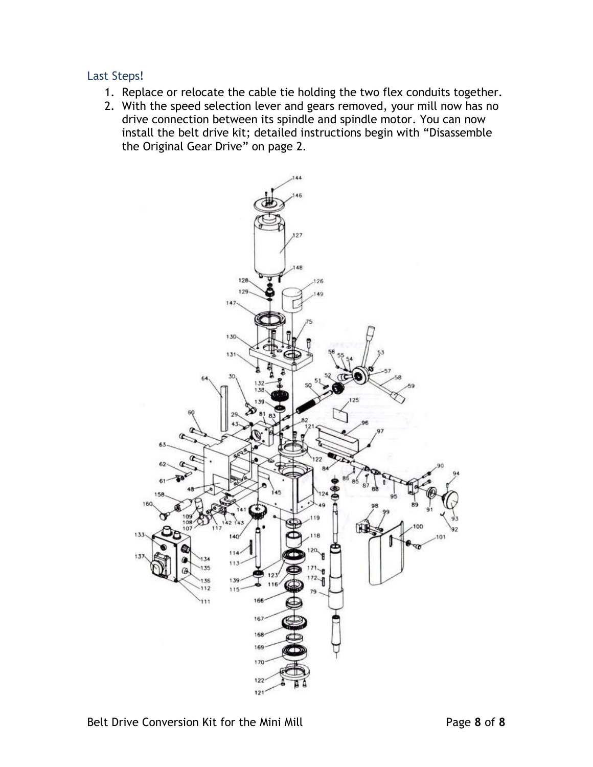## Last Steps!

1. Replace or relocate the cable tie holding the two flex conduits together.
2. With the speed selection lever and gears removed, your mill now has no drive connection between its spindle and spindle motor. You can now install the belt drive kit; detailed instructions begin with “Disassemble the Original Gear Drive” on page 2.